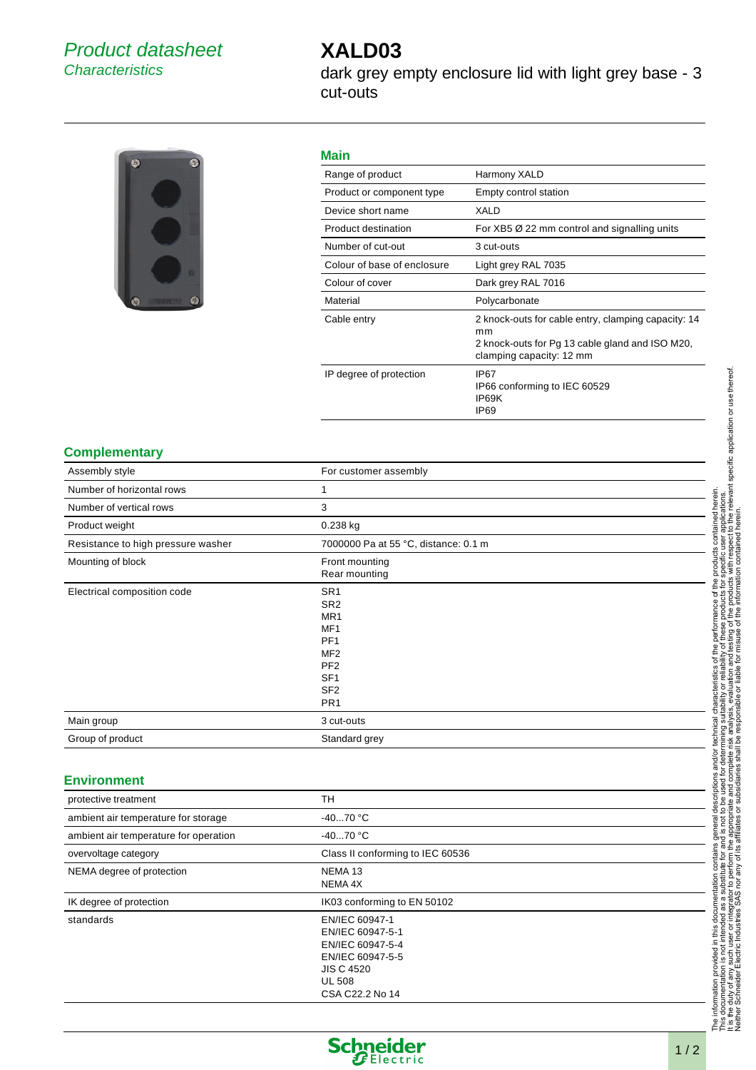*Product datasheet*
*Characteristics*

# XALD03

dark grey empty enclosure lid with light grey base - 3 cut-outs

## Main

| | |
|---|---|
| Range of product | Harmony XALD |
| Product or component type | Empty control station |
| Device short name | XALD |
| Product destination | For XB5 Ø 22 mm control and signalling units |
| Number of cut-out | 3 cut-outs |
| Colour of base of enclosure | Light grey RAL 7035 |
| Colour of cover | Dark grey RAL 7016 |
| Material | Polycarbonate |
| Cable entry | 2 knock-outs for cable entry, clamping capacity: 14 mm<br>2 knock-outs for Pg 13 cable gland and ISO M20, clamping capacity: 12 mm |
| IP degree of protection | IP67<br>IP66 conforming to IEC 60529<br>IP69K<br>IP69 |

## Complementary

| | |
|---|---|
| Assembly style | For customer assembly |
| Number of horizontal rows | 1 |
| Number of vertical rows | 3 |
| Product weight | 0.238 kg |
| Resistance to high pressure washer | 7000000 Pa at 55 °C, distance: 0.1 m |
| Mounting of block | Front mounting<br>Rear mounting |
| Electrical composition code | SR1<br>SR2<br>MR1<br>MF1<br>PF1<br>MF2<br>PF2<br>SF1<br>SF2<br>PR1 |
| Main group | 3 cut-outs |
| Group of product | Standard grey |

## Environment

| | |
|---|---|
| protective treatment | TH |
| ambient air temperature for storage | -40...70 °C |
| ambient air temperature for operation | -40...70 °C |
| overvoltage category | Class II conforming to IEC 60536 |
| NEMA degree of protection | NEMA 13<br>NEMA 4X |
| IK degree of protection | IK03 conforming to EN 50102 |
| standards | EN/IEC 60947-1<br>EN/IEC 60947-5-1<br>EN/IEC 60947-5-4<br>EN/IEC 60947-5-5<br>JIS C 4520<br>UL 508<br>CSA C22.2 No 14 |

The information provided in this documentation contains general descriptions and/or technical characteristics of the performance of the products contained herein.
This documentation is not intended as a substitute for and is not to be used for determining suitability or reliability of these products for specific user applications.
It is the duty of any such user or integrator to perform the appropriate and complete risk analysis, evaluation and testing of the products with respect to the relevant specific application or use thereof.
Neither Schneider Electric Industries SAS nor any of its affiliates or subsidiaries shall be responsible or liable for misuse of the information contained herein.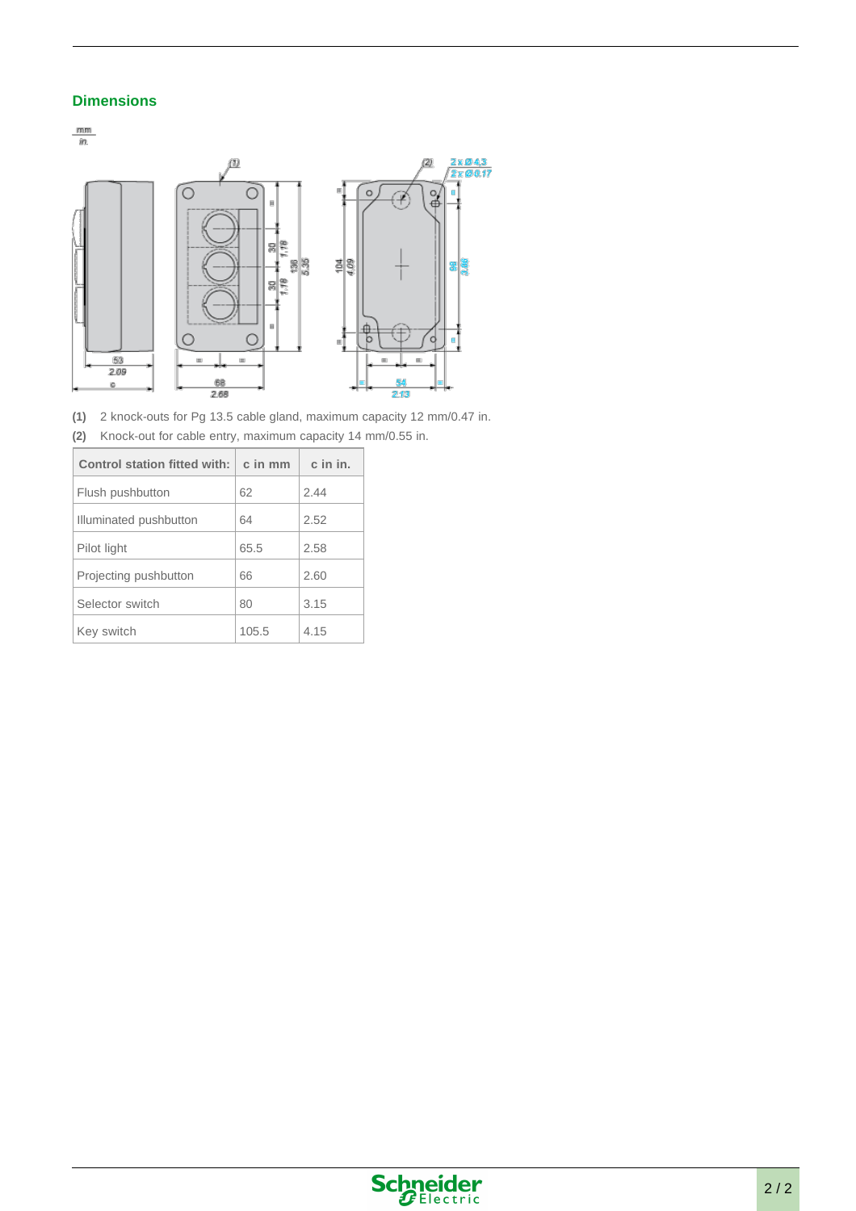## Dimensions

mm
in.

(1)
(2) 2 x Ø 4.3
2 x Ø 0.17

53
2.09
c

68
2.68

30
1.18
30
1.18
136
5.35

104
4.09

98
3.86

54
2.13

**(1)** 2 knock-outs for Pg 13.5 cable gland, maximum capacity 12 mm/0.47 in.

**(2)** Knock-out for cable entry, maximum capacity 14 mm/0.55 in.

| Control station fitted with: | c in mm | c in in. |
|---|---|---|
| Flush pushbutton | 62 | 2.44 |
| Illuminated pushbutton | 64 | 2.52 |
| Pilot light | 65.5 | 2.58 |
| Projecting pushbutton | 66 | 2.60 |
| Selector switch | 80 | 3.15 |
| Key switch | 105.5 | 4.15 |